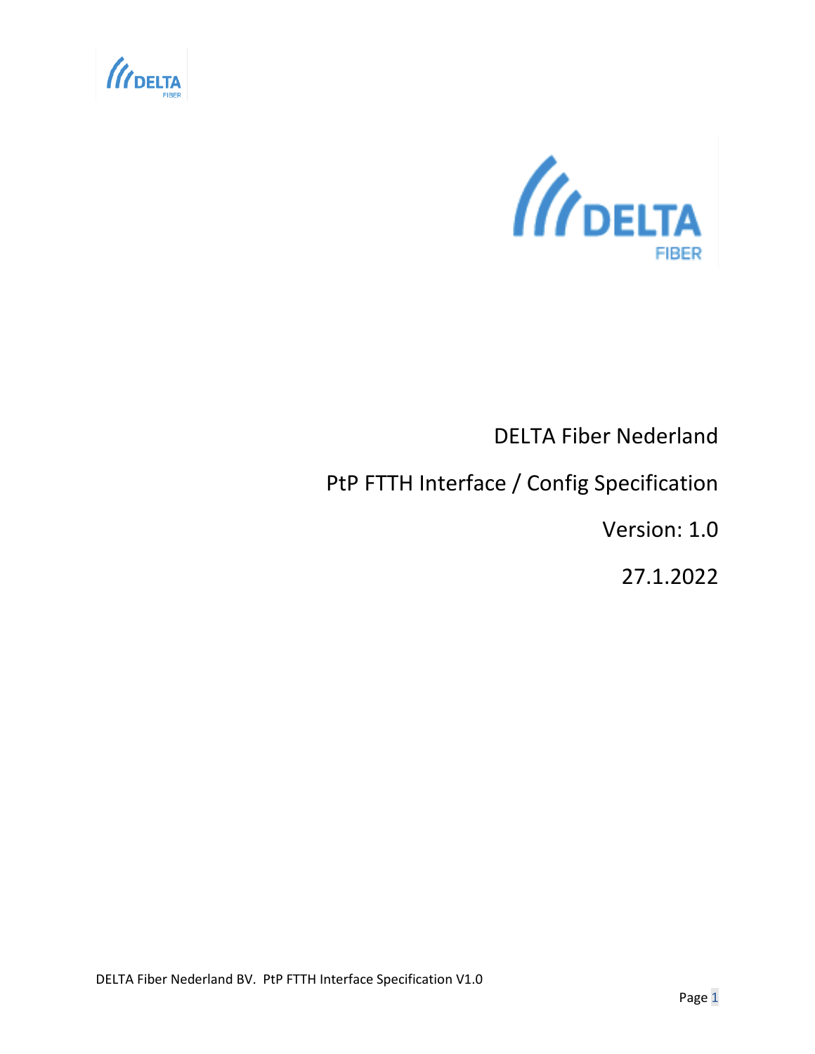# DELTA Fiber Nederland

## PtP FTTH Interface / Config Specification

Version: 1.0

27.1.2022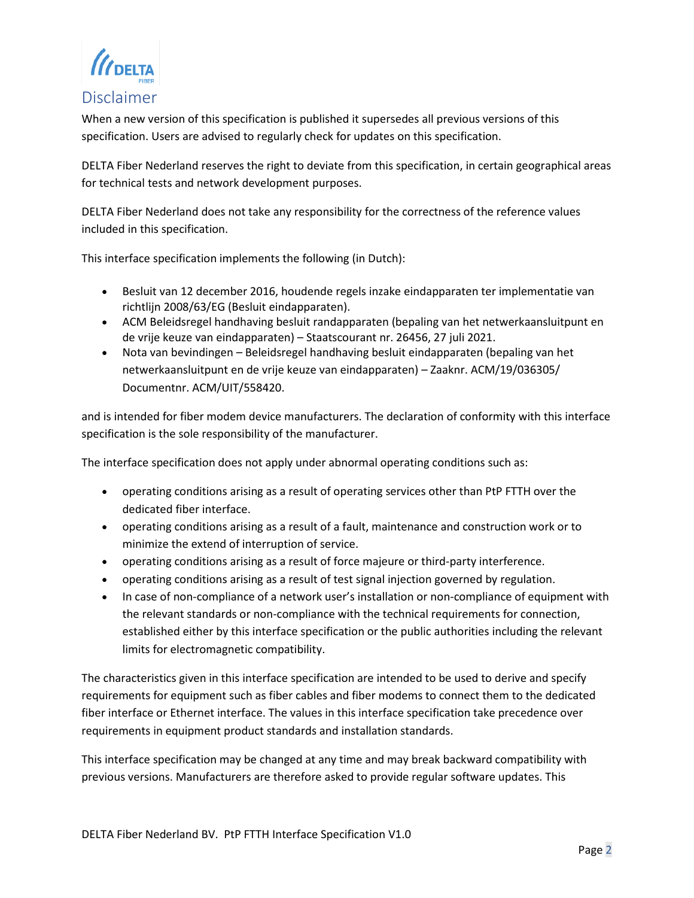# Disclaimer

When a new version of this specification is published it supersedes all previous versions of this specification. Users are advised to regularly check for updates on this specification.

DELTA Fiber Nederland reserves the right to deviate from this specification, in certain geographical areas for technical tests and network development purposes.

DELTA Fiber Nederland does not take any responsibility for the correctness of the reference values included in this specification.

This interface specification implements the following (in Dutch):

- Besluit van 12 december 2016, houdende regels inzake eindapparaten ter implementatie van richtlijn 2008/63/EG (Besluit eindapparaten).
- ACM Beleidsregel handhaving besluit randapparaten (bepaling van het netwerkaansluitpunt en de vrije keuze van eindapparaten) – Staatscourant nr. 26456, 27 juli 2021.
- Nota van bevindingen – Beleidsregel handhaving besluit eindapparaten (bepaling van het netwerkaansluitpunt en de vrije keuze van eindapparaten) – Zaaknr. ACM/19/036305/ Documentnr. ACM/UIT/558420.

and is intended for fiber modem device manufacturers. The declaration of conformity with this interface specification is the sole responsibility of the manufacturer.

The interface specification does not apply under abnormal operating conditions such as:

- operating conditions arising as a result of operating services other than PtP FTTH over the dedicated fiber interface.
- operating conditions arising as a result of a fault, maintenance and construction work or to minimize the extend of interruption of service.
- operating conditions arising as a result of force majeure or third-party interference.
- operating conditions arising as a result of test signal injection governed by regulation.
- In case of non-compliance of a network user's installation or non-compliance of equipment with the relevant standards or non-compliance with the technical requirements for connection, established either by this interface specification or the public authorities including the relevant limits for electromagnetic compatibility.

The characteristics given in this interface specification are intended to be used to derive and specify requirements for equipment such as fiber cables and fiber modems to connect them to the dedicated fiber interface or Ethernet interface. The values in this interface specification take precedence over requirements in equipment product standards and installation standards.

This interface specification may be changed at any time and may break backward compatibility with previous versions. Manufacturers are therefore asked to provide regular software updates. This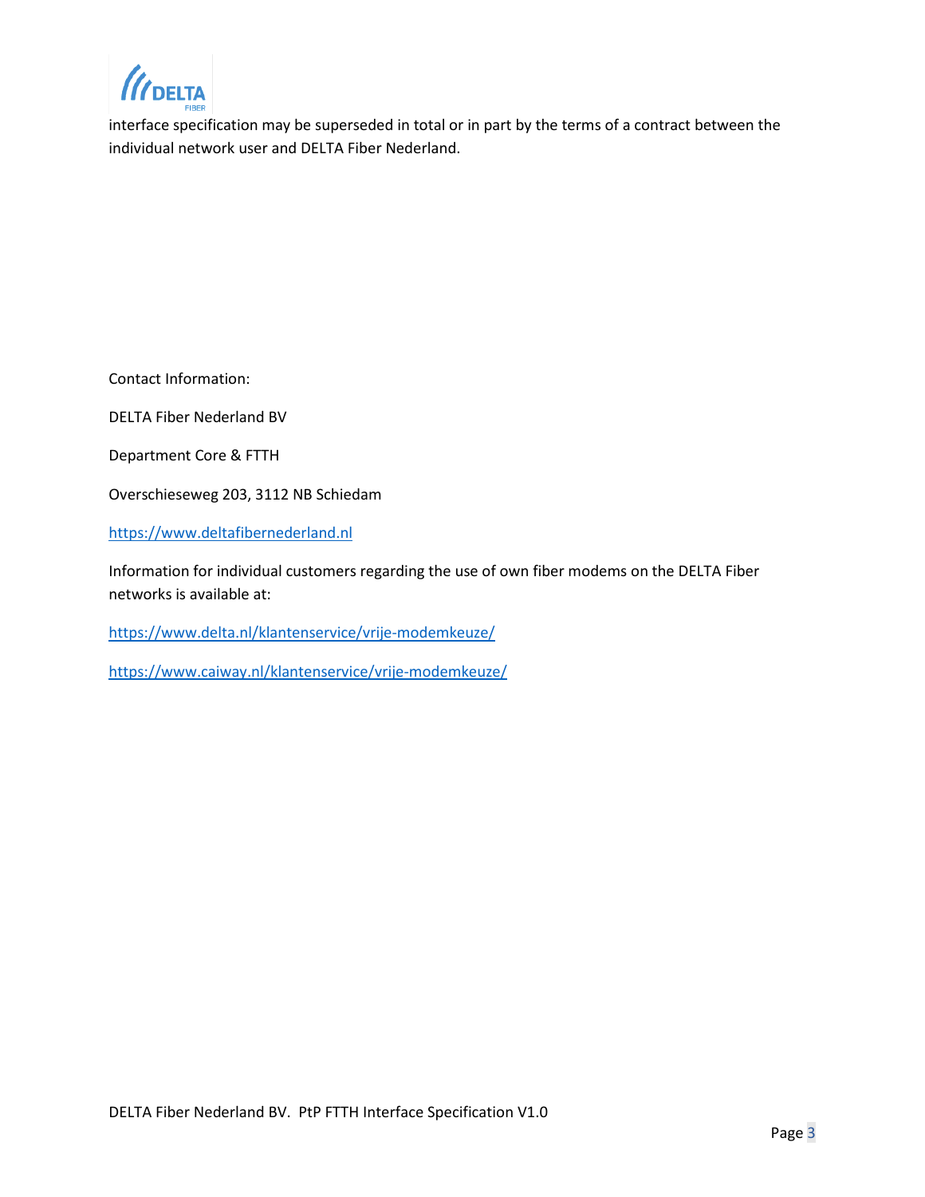interface specification may be superseded in total or in part by the terms of a contract between the individual network user and DELTA Fiber Nederland.

Contact Information:

DELTA Fiber Nederland BV

Department Core & FTTH

Overschieseweg 203, 3112 NB Schiedam

https://www.deltafibernederland.nl

Information for individual customers regarding the use of own fiber modems on the DELTA Fiber networks is available at:

https://www.delta.nl/klantenservice/vrije-modemkeuze/

https://www.caiway.nl/klantenservice/vrije-modemkeuze/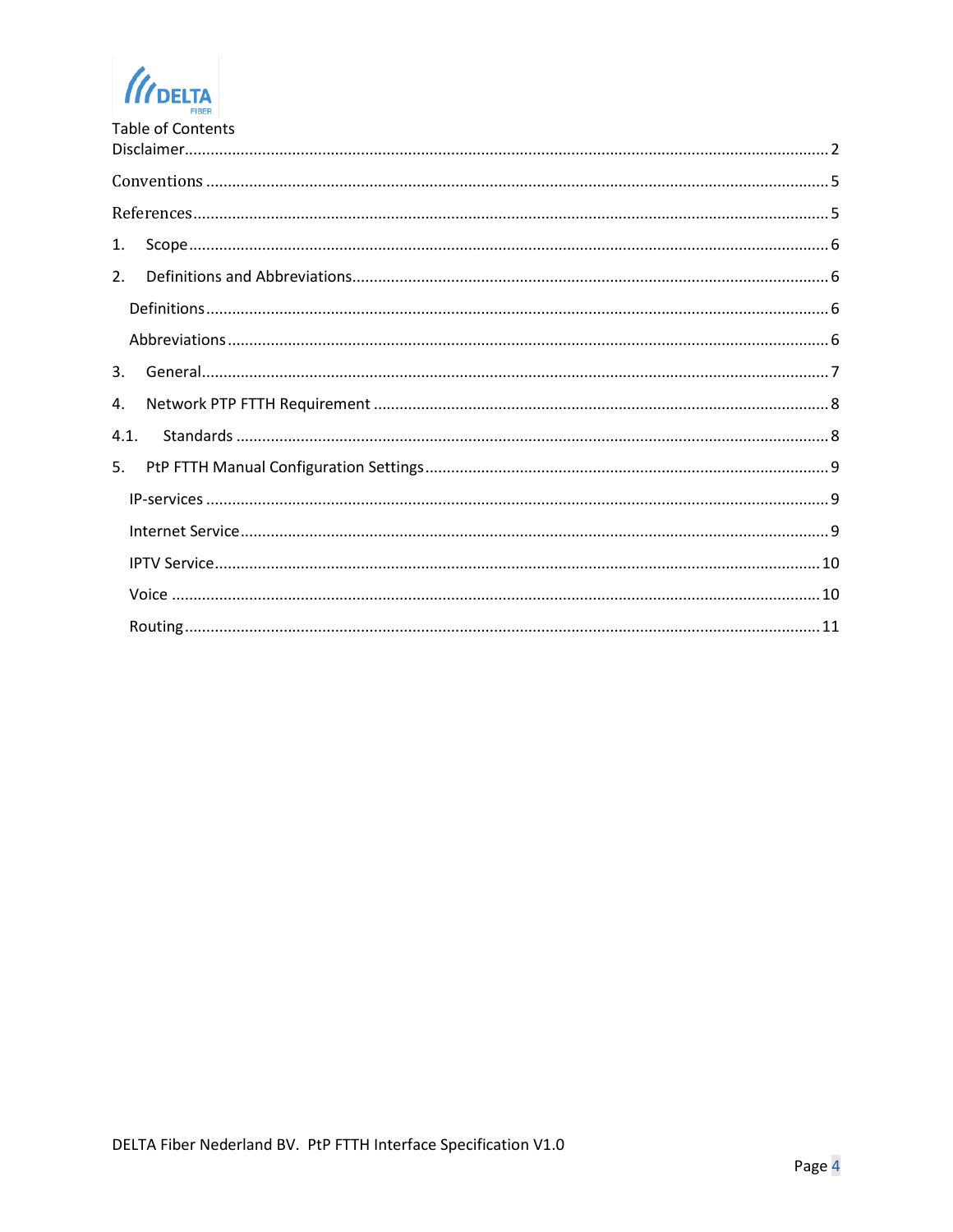Table of Contents

Disclaimer........................................................................................................................................2

Conventions ........................................................................................................................................5

References..........................................................................................................................................5

1. Scope..........................................................................................................................................6

2. Definitions and Abbreviations....................................................................................................6

  Definitions.....................................................................................................................................6

  Abbreviations................................................................................................................................6

3. General........................................................................................................................................7

4. Network PTP FTTH Requirement ..............................................................................................8

4.1. Standards ...................................................................................................................................8

5. PtP FTTH Manual Configuration Settings....................................................................................9

  IP-services .....................................................................................................................................9

  Internet Service.............................................................................................................................9

  IPTV Service..................................................................................................................................10

  Voice ............................................................................................................................................10

  Routing.........................................................................................................................................11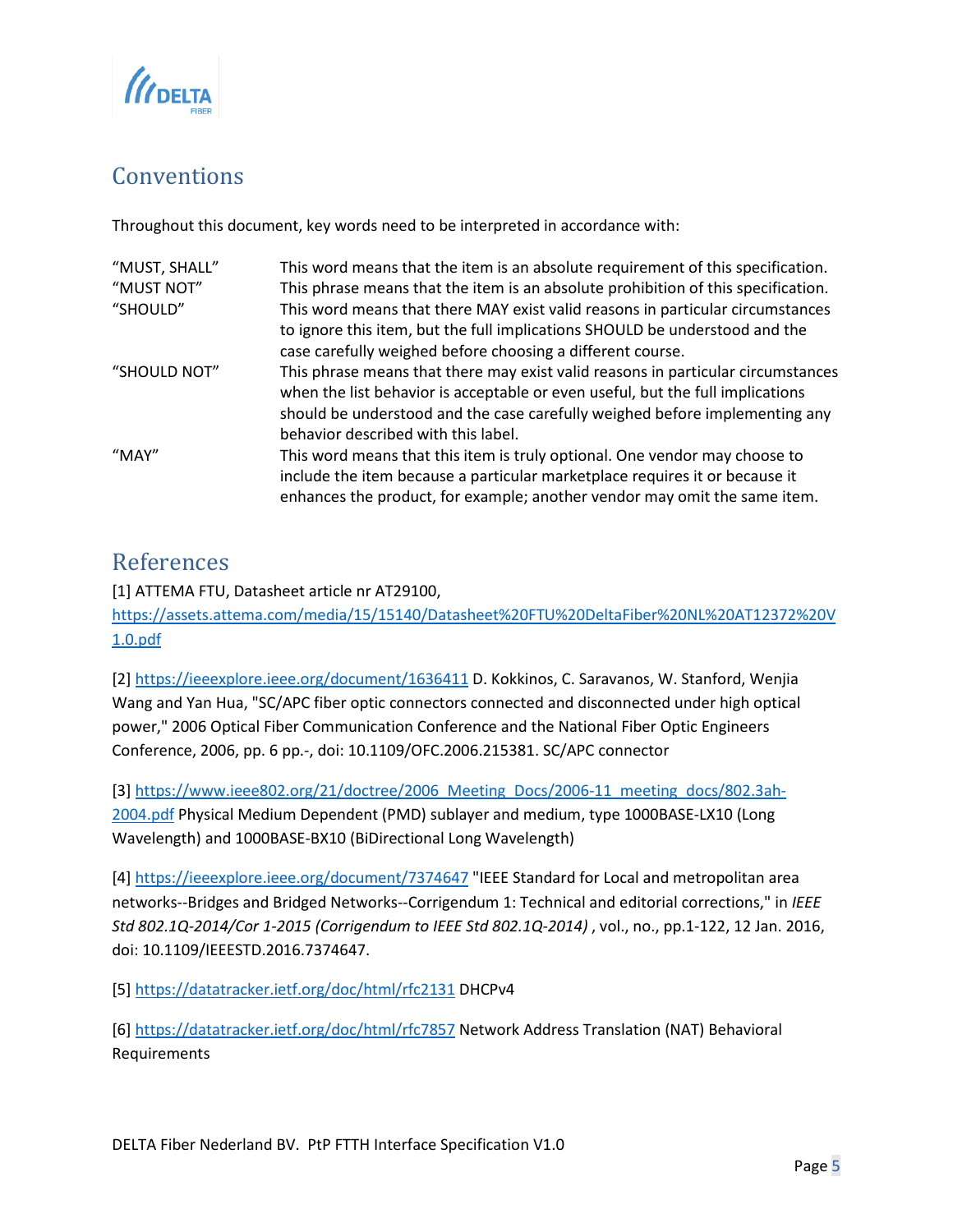## Conventions

Throughout this document, key words need to be interpreted in accordance with:

| | |
|---|---|
| "MUST, SHALL" | This word means that the item is an absolute requirement of this specification. |
| "MUST NOT" | This phrase means that the item is an absolute prohibition of this specification. |
| "SHOULD" | This word means that there MAY exist valid reasons in particular circumstances to ignore this item, but the full implications SHOULD be understood and the case carefully weighed before choosing a different course. |
| "SHOULD NOT" | This phrase means that there may exist valid reasons in particular circumstances when the list behavior is acceptable or even useful, but the full implications should be understood and the case carefully weighed before implementing any behavior described with this label. |
| "MAY" | This word means that this item is truly optional. One vendor may choose to include the item because a particular marketplace requires it or because it enhances the product, for example; another vendor may omit the same item. |

## References

[1] ATTEMA FTU, Datasheet article nr AT29100, https://assets.attema.com/media/15/15140/Datasheet%20FTU%20DeltaFiber%20NL%20AT12372%20V1.0.pdf

[2] https://ieeexplore.ieee.org/document/1636411 D. Kokkinos, C. Saravanos, W. Stanford, Wenjia Wang and Yan Hua, "SC/APC fiber optic connectors connected and disconnected under high optical power," 2006 Optical Fiber Communication Conference and the National Fiber Optic Engineers Conference, 2006, pp. 6 pp.-, doi: 10.1109/OFC.2006.215381. SC/APC connector

[3] https://www.ieee802.org/21/doctree/2006_Meeting_Docs/2006-11_meeting_docs/802.3ah-2004.pdf Physical Medium Dependent (PMD) sublayer and medium, type 1000BASE-LX10 (Long Wavelength) and 1000BASE-BX10 (BiDirectional Long Wavelength)

[4] https://ieeexplore.ieee.org/document/7374647 "IEEE Standard for Local and metropolitan area networks--Bridges and Bridged Networks--Corrigendum 1: Technical and editorial corrections," in *IEEE Std 802.1Q-2014/Cor 1-2015 (Corrigendum to IEEE Std 802.1Q-2014)* , vol., no., pp.1-122, 12 Jan. 2016, doi: 10.1109/IEEESTD.2016.7374647.

[5] https://datatracker.ietf.org/doc/html/rfc2131 DHCPv4

[6] https://datatracker.ietf.org/doc/html/rfc7857 Network Address Translation (NAT) Behavioral Requirements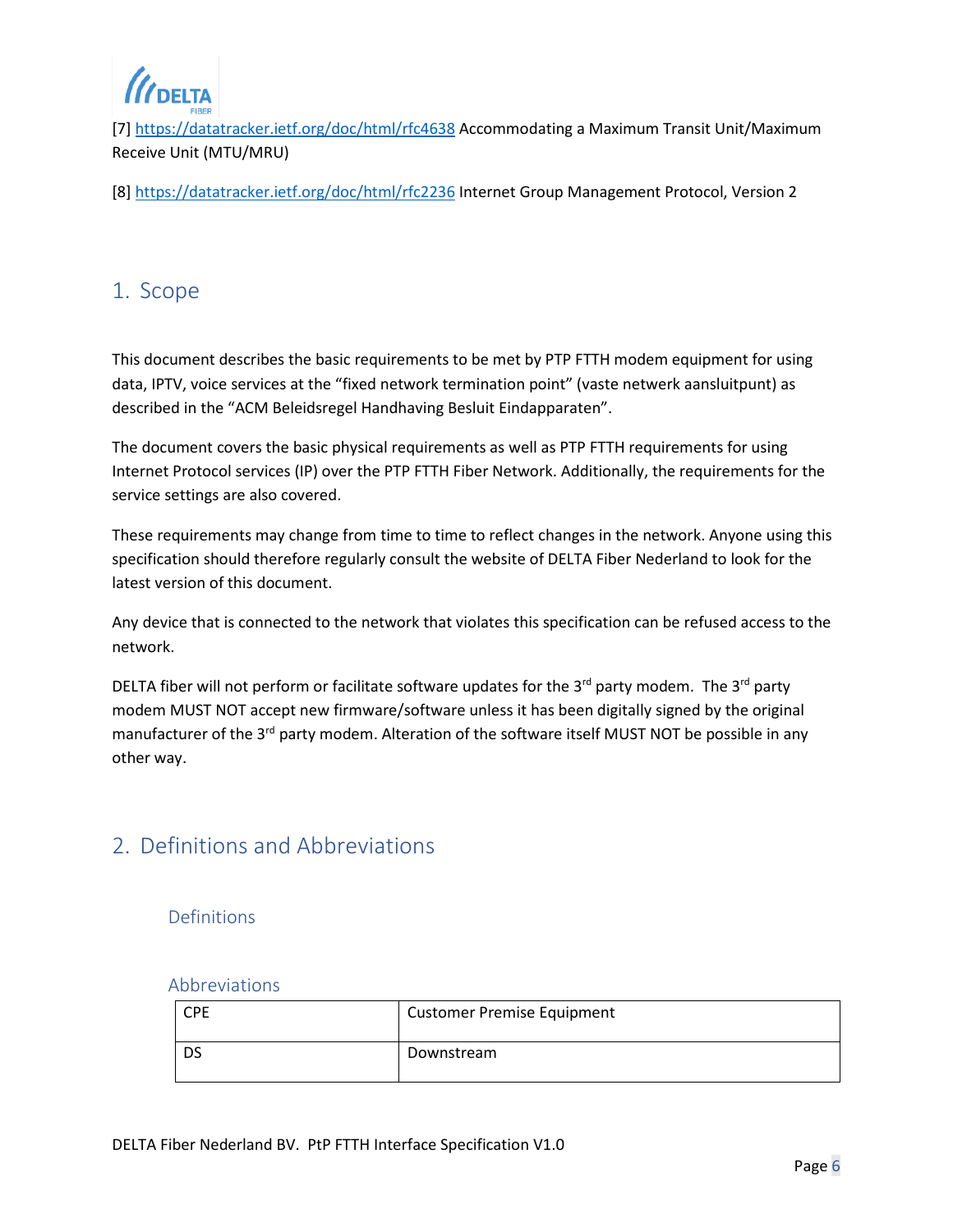[7] https://datatracker.ietf.org/doc/html/rfc4638 Accommodating a Maximum Transit Unit/Maximum Receive Unit (MTU/MRU)

[8] https://datatracker.ietf.org/doc/html/rfc2236 Internet Group Management Protocol, Version 2

# 1. Scope

This document describes the basic requirements to be met by PTP FTTH modem equipment for using data, IPTV, voice services at the "fixed network termination point" (vaste netwerk aansluitpunt) as described in the "ACM Beleidsregel Handhaving Besluit Eindapparaten".

The document covers the basic physical requirements as well as PTP FTTH requirements for using Internet Protocol services (IP) over the PTP FTTH Fiber Network. Additionally, the requirements for the service settings are also covered.

These requirements may change from time to time to reflect changes in the network. Anyone using this specification should therefore regularly consult the website of DELTA Fiber Nederland to look for the latest version of this document.

Any device that is connected to the network that violates this specification can be refused access to the network.

DELTA fiber will not perform or facilitate software updates for the 3rd party modem. The 3rd party modem MUST NOT accept new firmware/software unless it has been digitally signed by the original manufacturer of the 3rd party modem. Alteration of the software itself MUST NOT be possible in any other way.

# 2. Definitions and Abbreviations

## Definitions

## Abbreviations

| | |
|---|---|
| CPE | Customer Premise Equipment |
| DS | Downstream |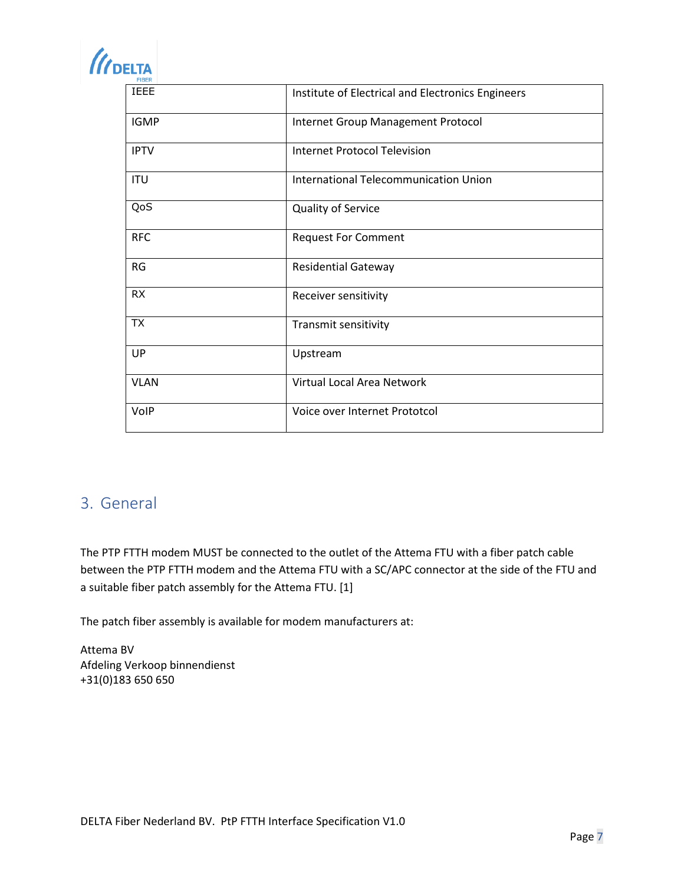| | |
|---|---|
| IEEE | Institute of Electrical and Electronics Engineers |
| IGMP | Internet Group Management Protocol |
| IPTV | Internet Protocol Television |
| ITU | International Telecommunication Union |
| QoS | Quality of Service |
| RFC | Request For Comment |
| RG | Residential Gateway |
| RX | Receiver sensitivity |
| TX | Transmit sensitivity |
| UP | Upstream |
| VLAN | Virtual Local Area Network |
| VoIP | Voice over Internet Prototcol |

# 3. General

The PTP FTTH modem MUST be connected to the outlet of the Attema FTU with a fiber patch cable between the PTP FTTH modem and the Attema FTU with a SC/APC connector at the side of the FTU and a suitable fiber patch assembly for the Attema FTU. [1]

The patch fiber assembly is available for modem manufacturers at:

Attema BV
Afdeling Verkoop binnendienst
+31(0)183 650 650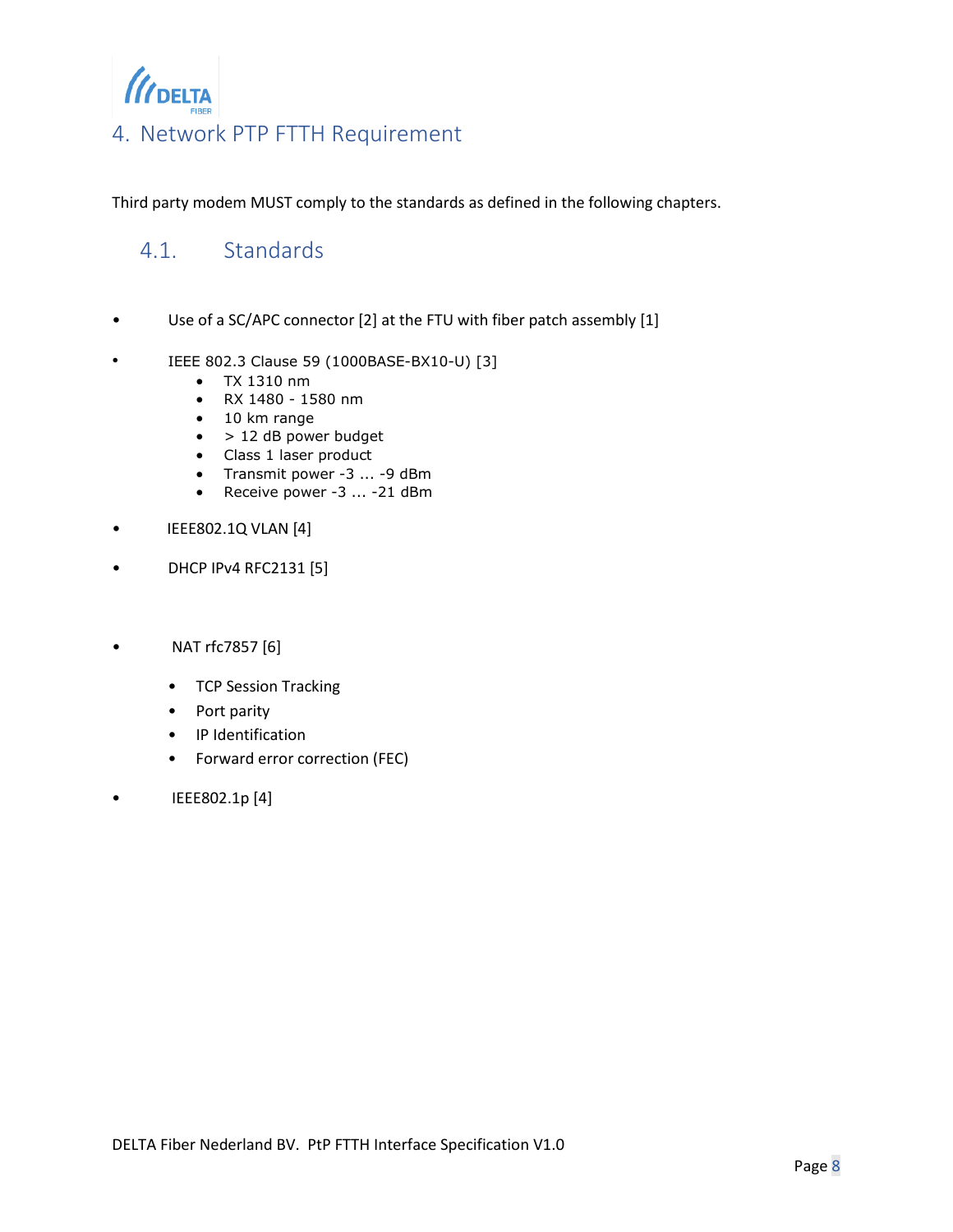# 4. Network PTP FTTH Requirement

Third party modem MUST comply to the standards as defined in the following chapters.

## 4.1. Standards

- Use of a SC/APC connector [2] at the FTU with fiber patch assembly [1]

- IEEE 802.3 Clause 59 (1000BASE-BX10-U) [3]
  - TX 1310 nm
  - RX 1480 - 1580 nm
  - 10 km range
  - > 12 dB power budget
  - Class 1 laser product
  - Transmit power -3 … -9 dBm
  - Receive power -3 … -21 dBm

- IEEE802.1Q VLAN [4]

- DHCP IPv4 RFC2131 [5]

- NAT rfc7857 [6]
  - TCP Session Tracking
  - Port parity
  - IP Identification
  - Forward error correction (FEC)

- IEEE802.1p [4]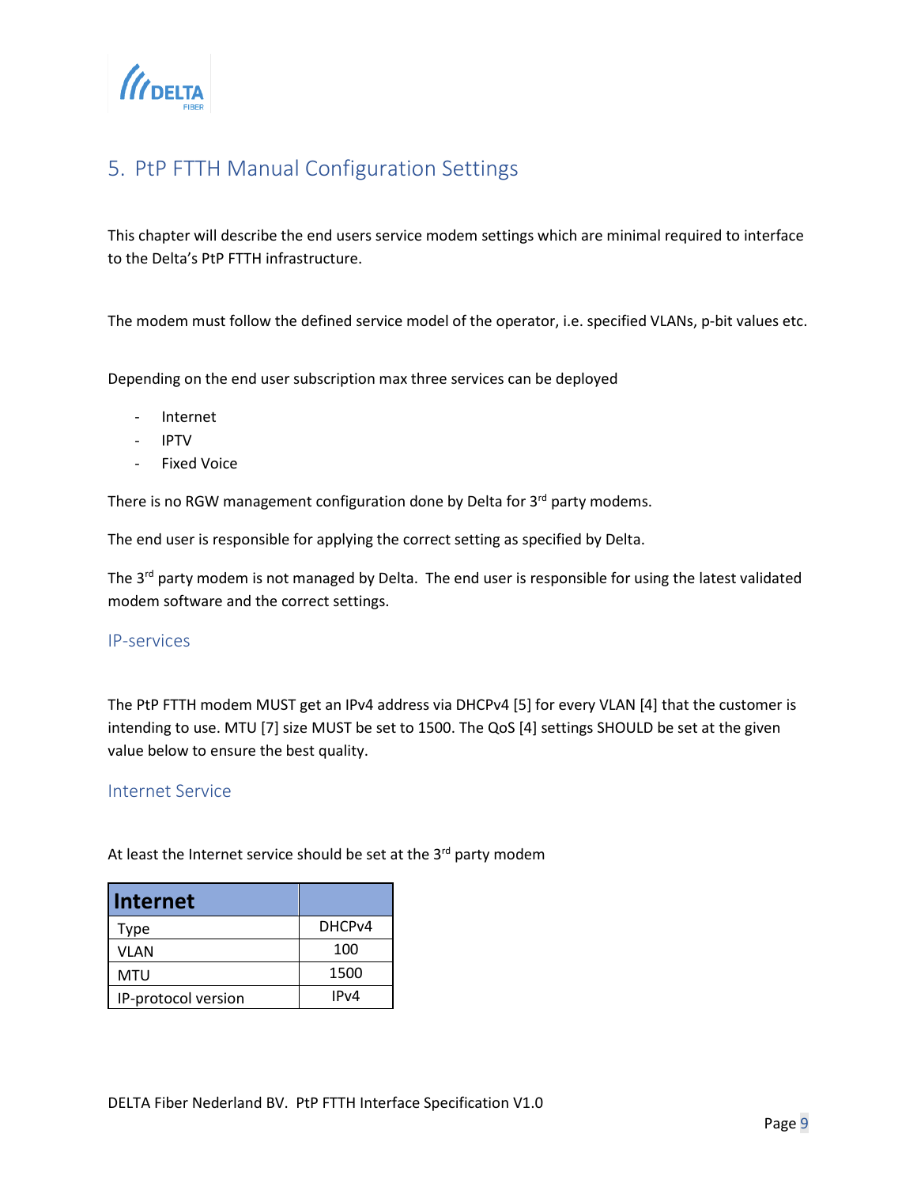# 5. PtP FTTH Manual Configuration Settings

This chapter will describe the end users service modem settings which are minimal required to interface to the Delta's PtP FTTH infrastructure.

The modem must follow the defined service model of the operator, i.e. specified VLANs, p-bit values etc.

Depending on the end user subscription max three services can be deployed

- Internet
- IPTV
- Fixed Voice

There is no RGW management configuration done by Delta for 3rd party modems.

The end user is responsible for applying the correct setting as specified by Delta.

The 3rd party modem is not managed by Delta. The end user is responsible for using the latest validated modem software and the correct settings.

## IP-services

The PtP FTTH modem MUST get an IPv4 address via DHCPv4 [5] for every VLAN [4] that the customer is intending to use. MTU [7] size MUST be set to 1500. The QoS [4] settings SHOULD be set at the given value below to ensure the best quality.

## Internet Service

At least the Internet service should be set at the 3rd party modem

| **Internet** | |
|---|---|
| Type | DHCPv4 |
| VLAN | 100 |
| MTU | 1500 |
| IP-protocol version | IPv4 |

DELTA Fiber Nederland BV. PtP FTTH Interface Specification V1.0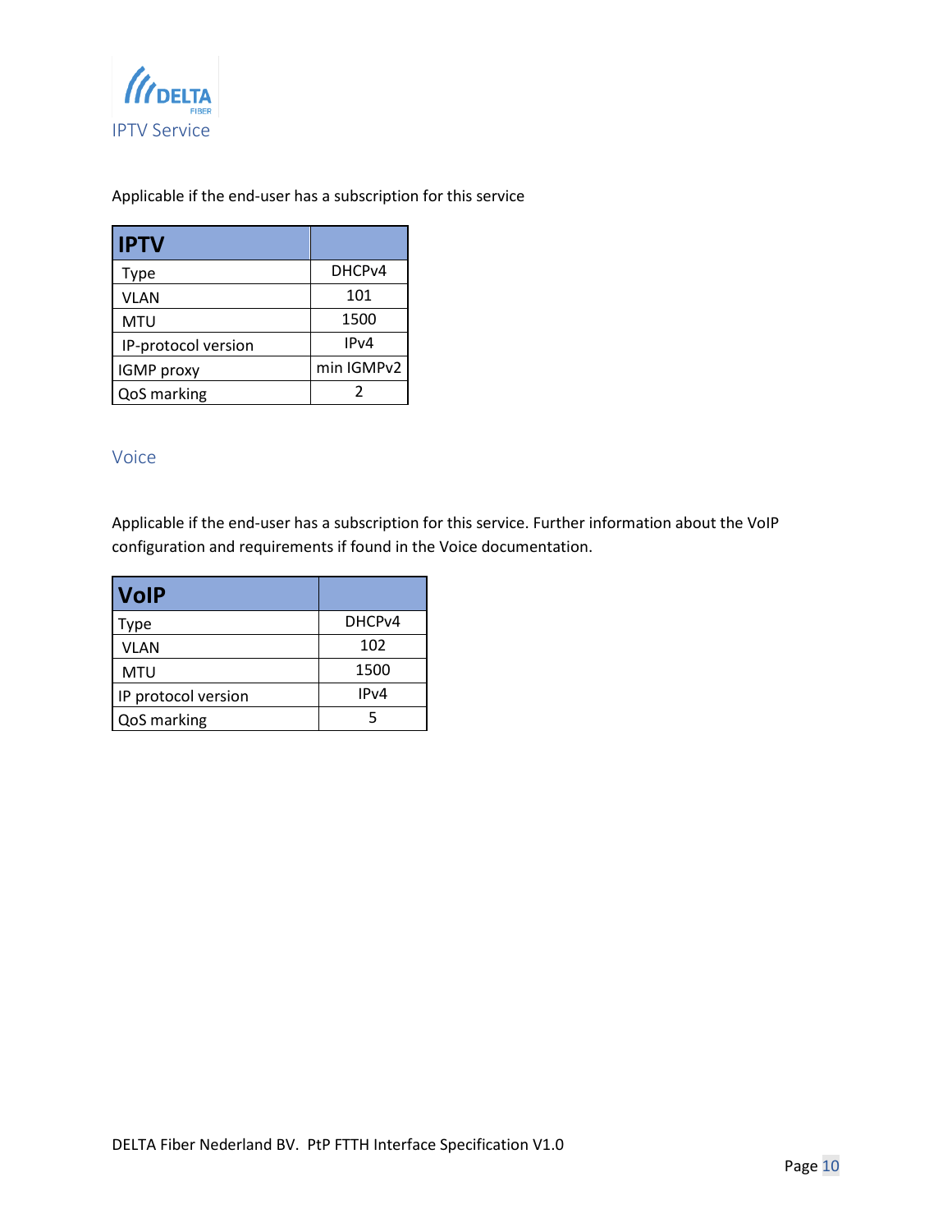## IPTV Service

Applicable if the end-user has a subscription for this service

| IPTV | |
|---|---|
| Type | DHCPv4 |
| VLAN | 101 |
| MTU | 1500 |
| IP-protocol version | IPv4 |
| IGMP proxy | min IGMPv2 |
| QoS marking | 2 |

## Voice

Applicable if the end-user has a subscription for this service. Further information about the VoIP configuration and requirements if found in the Voice documentation.

| VoIP | |
|---|---|
| Type | DHCPv4 |
| VLAN | 102 |
| MTU | 1500 |
| IP protocol version | IPv4 |
| QoS marking | 5 |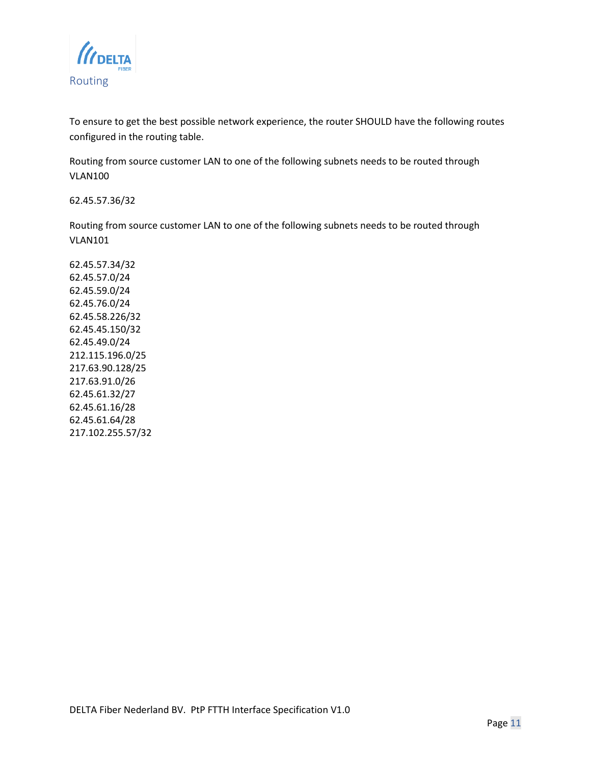## Routing

To ensure to get the best possible network experience, the router SHOULD have the following routes configured in the routing table.

Routing from source customer LAN to one of the following subnets needs to be routed through VLAN100

62.45.57.36/32

Routing from source customer LAN to one of the following subnets needs to be routed through VLAN101

62.45.57.34/32
62.45.57.0/24
62.45.59.0/24
62.45.76.0/24
62.45.58.226/32
62.45.45.150/32
62.45.49.0/24
212.115.196.0/25
217.63.90.128/25
217.63.91.0/26
62.45.61.32/27
62.45.61.16/28
62.45.61.64/28
217.102.255.57/32